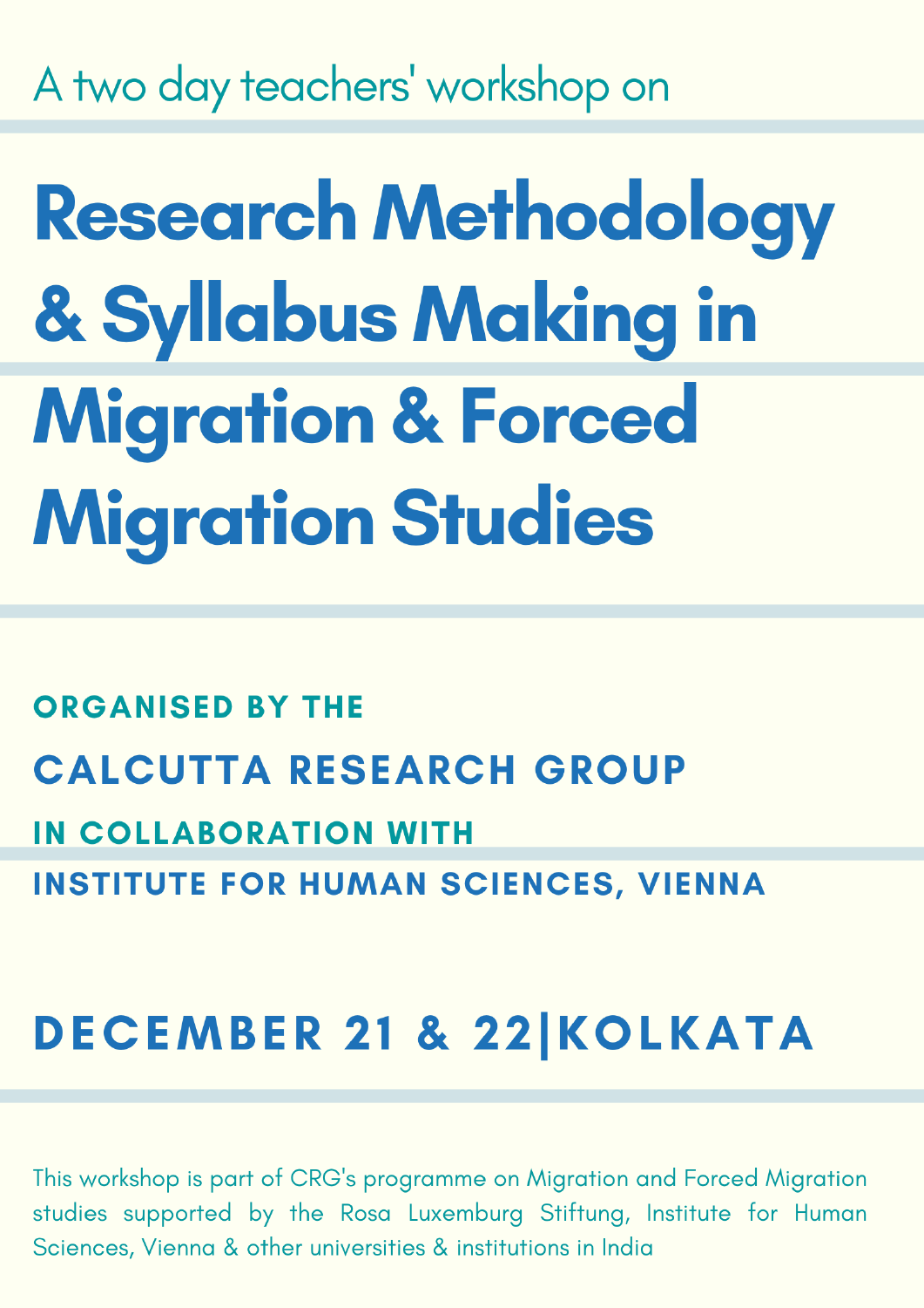A two day teachers' workshop on

# Research Methodology & Syllabus Making in Migration & Forced Migration Studies

**ORGANISED BY THE**

**CALCUTTA RESEARCH GROUP**

**IN COLLABORATION WITH**

**INSTITUTE FOR HUMAN SCIENCES, VIENNA**

## DECEMBER 21 & 22|KOLKATA

This workshop is part of CRG's programme on Migration and Forced Migration studies supported by the Rosa Luxemburg Stiftung, Institute for Human Sciences, Vienna & other universities & institutions in India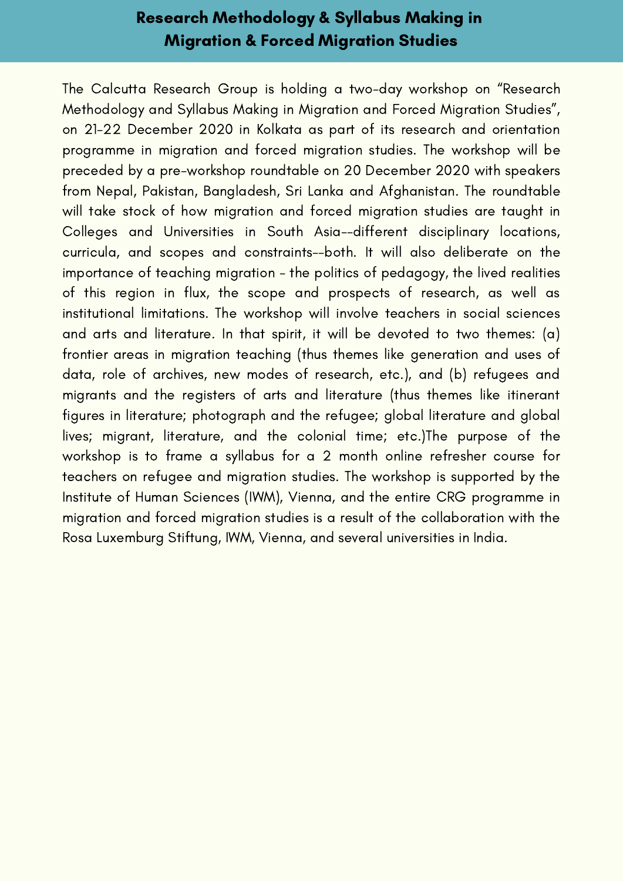# Research Methodology & Syllabus Making in Migration & Forced Migration Studies

The Calcutta Research Group is holding a two-day workshop on "Research Methodology and Syllabus Making in Migration and Forced Migration Studies", on 21-22 December 2020 in Kolkata as part of its research and orientation programme in migration and forced migration studies. The workshop will be preceded by a pre-workshop roundtable on 20 December 2020 with speakers from Nepal, Pakistan, Bangladesh, Sri Lanka and Afghanistan. The roundtable will take stock of how migration and forced migration studies are taught in Colleges and Universities in South Asia--different disciplinary locations, curricula, and scopes and constraints--both. It will also deliberate on the importance of teaching migration - the politics of pedagogy, the lived realities of this region in flux, the scope and prospects of research, as well as institutional limitations. The workshop will involve teachers in social sciences and arts and literature. In that spirit, it will be devoted to two themes: (a) frontier areas in migration teaching (thus themes like generation and uses of data, role of archives, new modes of research, etc.), and (b) refugees and migrants and the registers of arts and literature (thus themes like itinerant figures in literature; photograph and the refugee; global literature and global lives; migrant, literature, and the colonial time; etc.)The purpose of the workshop is to frame a syllabus for a 2 month online refresher course for teachers on refugee and migration studies. The workshop is supported by the Institute of Human Sciences (IWM), Vienna, and the entire CRG programme in migration and forced migration studies is a result of the collaboration with the Rosa Luxemburg Stiftung, IWM, Vienna, and several universities in India.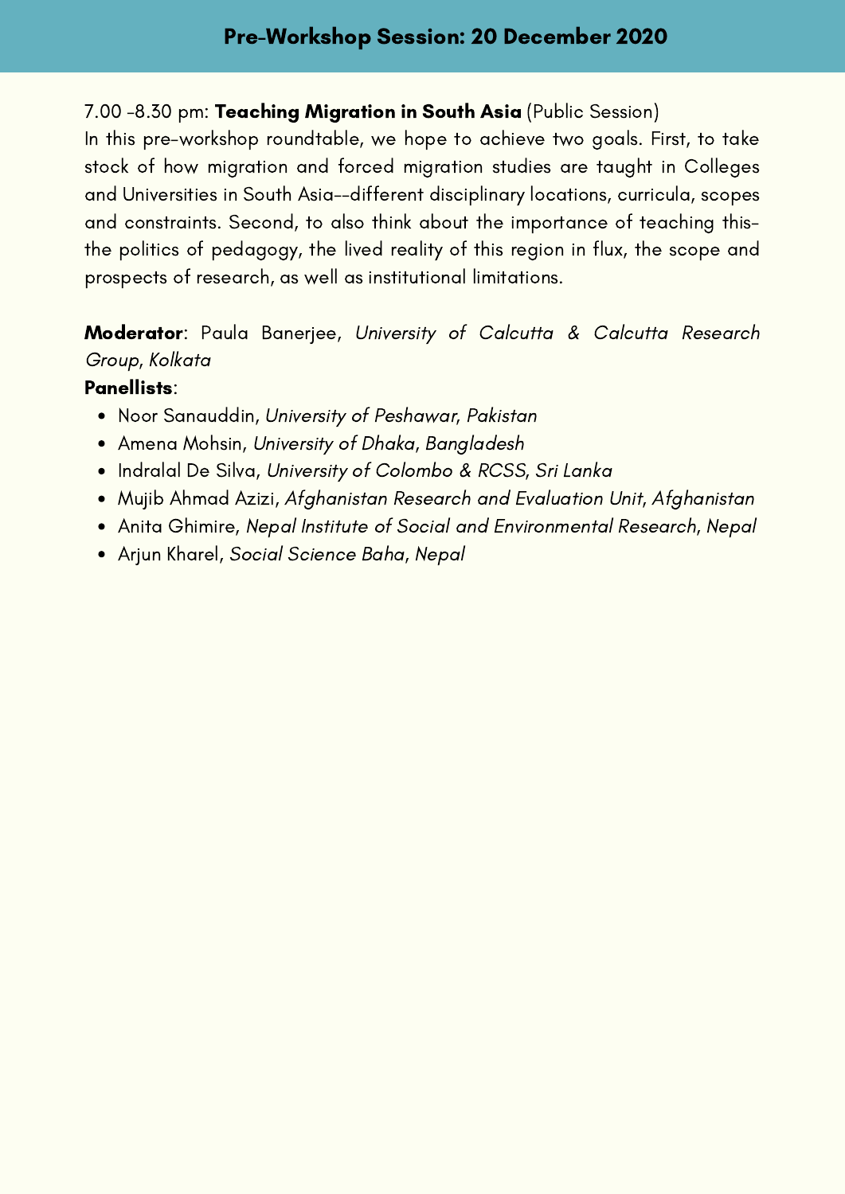## Pre-Workshop Session: 20 December 2020

7.00 -8.30 pm: **Teaching Migration in South Asia** (Public Session)

In this pre-workshop roundtable, we hope to achieve two goals. First, to take stock of how migration and forced migration studies are taught in Colleges and Universities in South Asia--different disciplinary locations, curricula, scopes and constraints. Second, to also think about the importance of teaching this-the politics of pedagogy, the lived reality of this region in flux, the scope and prospects of research, as well as institutional limitations.

**Moderator**: Paula Banerjee, *University of Calcutta & Calcutta Research Group, Kolkata*

**Panellists**:

- Noor Sanauddin, *University of Peshawar, Pakistan*
- Amena Mohsin, *University of Dhaka, Bangladesh*
- Indralal De Silva, *University of Colombo & RCSS, Sri Lanka*
- Mujib Ahmad Azizi, *Afghanistan Research and Evaluation Unit, Afghanistan*
- Anita Ghimire, *Nepal Institute of Social and Environmental Research, Nepal*
- Arjun Kharel, *Social Science Baha, Nepal*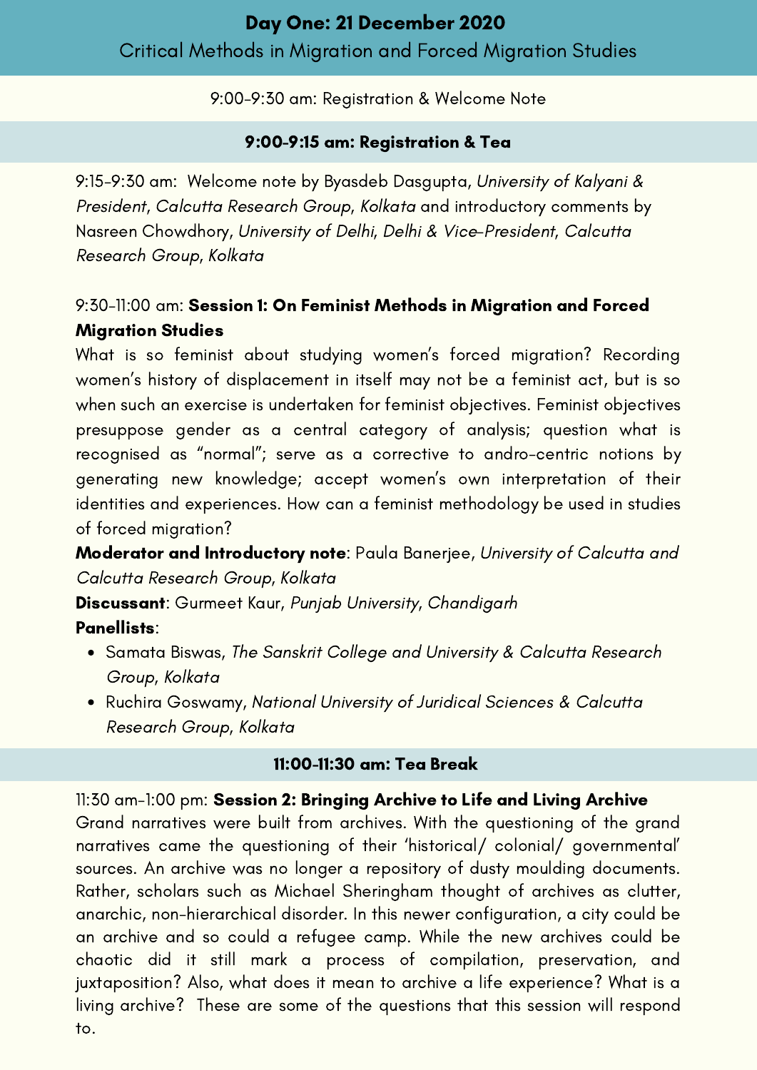## Day One: 21 December 2020

Critical Methods in Migration and Forced Migration Studies

9:00-9:30 am: Registration & Welcome Note

**9:00-9:15 am: Registration & Tea**

9:15-9:30 am: Welcome note by Byasdeb Dasgupta, *University of Kalyani & President*, *Calcutta Research Group*, *Kolkata* and introductory comments by Nasreen Chowdhory, *University of Delhi*, *Delhi & Vice-President*, *Calcutta Research Group*, *Kolkata*

9:30-11:00 am: **Session 1: On Feminist Methods in Migration and Forced Migration Studies**

What is so feminist about studying women's forced migration? Recording women's history of displacement in itself may not be a feminist act, but is so when such an exercise is undertaken for feminist objectives. Feminist objectives presuppose gender as a central category of analysis; question what is recognised as "normal"; serve as a corrective to andro-centric notions by generating new knowledge; accept women's own interpretation of their identities and experiences. How can a feminist methodology be used in studies of forced migration?

**Moderator and Introductory note**: Paula Banerjee, *University of Calcutta and Calcutta Research Group*, *Kolkata*

**Discussant**: Gurmeet Kaur, *Punjab University*, *Chandigarh*

**Panellists**:

- Samata Biswas, *The Sanskrit College and University & Calcutta Research Group*, *Kolkata*
- Ruchira Goswamy, *National University of Juridical Sciences & Calcutta Research Group*, *Kolkata*

**11:00-11:30 am: Tea Break**

11:30 am-1:00 pm: **Session 2: Bringing Archive to Life and Living Archive**

Grand narratives were built from archives. With the questioning of the grand narratives came the questioning of their 'historical/ colonial/ governmental' sources. An archive was no longer a repository of dusty moulding documents. Rather, scholars such as Michael Sheringham thought of archives as clutter, anarchic, non-hierarchical disorder. In this newer configuration, a city could be an archive and so could a refugee camp. While the new archives could be chaotic did it still mark a process of compilation, preservation, and juxtaposition? Also, what does it mean to archive a life experience? What is a living archive? These are some of the questions that this session will respond to.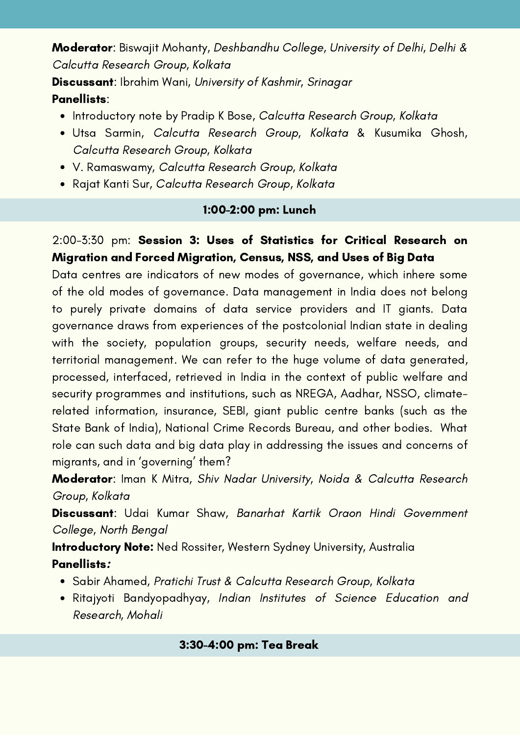**Moderator**: Biswajit Mohanty, *Deshbandhu College*, *University of Delhi*, *Delhi & Calcutta Research Group*, *Kolkata*

**Discussant**: Ibrahim Wani, *University of Kashmir*, *Srinagar*

**Panellists**:

- Introductory note by Pradip K Bose, *Calcutta Research Group*, *Kolkata*
- Utsa Sarmin, *Calcutta Research Group*, *Kolkata* & Kusumika Ghosh, *Calcutta Research Group*, *Kolkata*
- V. Ramaswamy, *Calcutta Research Group*, *Kolkata*
- Rajat Kanti Sur, *Calcutta Research Group*, *Kolkata*

**1:00-2:00 pm: Lunch**

2:00-3:30 pm: **Session 3: Uses of Statistics for Critical Research on Migration and Forced Migration, Census, NSS, and Uses of Big Data**

Data centres are indicators of new modes of governance, which inhere some of the old modes of governance. Data management in India does not belong to purely private domains of data service providers and IT giants. Data governance draws from experiences of the postcolonial Indian state in dealing with the society, population groups, security needs, welfare needs, and territorial management. We can refer to the huge volume of data generated, processed, interfaced, retrieved in India in the context of public welfare and security programmes and institutions, such as NREGA, Aadhar, NSSO, climate-related information, insurance, SEBI, giant public centre banks (such as the State Bank of India), National Crime Records Bureau, and other bodies. What role can such data and big data play in addressing the issues and concerns of migrants, and in 'governing' them?

**Moderator**: Iman K Mitra, *Shiv Nadar University*, *Noida & Calcutta Research Group*, *Kolkata*

**Discussant**: Udai Kumar Shaw, *Banarhat Kartik Oraon Hindi Government College*, *North Bengal*

**Introductory Note:** Ned Rossiter, Western Sydney University, Australia

**Panellists:**

- Sabir Ahamed, *Pratichi Trust & Calcutta Research Group*, *Kolkata*
- Ritajyoti Bandyopadhyay, *Indian Institutes of Science Education and Research*, *Mohali*

**3:30-4:00 pm: Tea Break**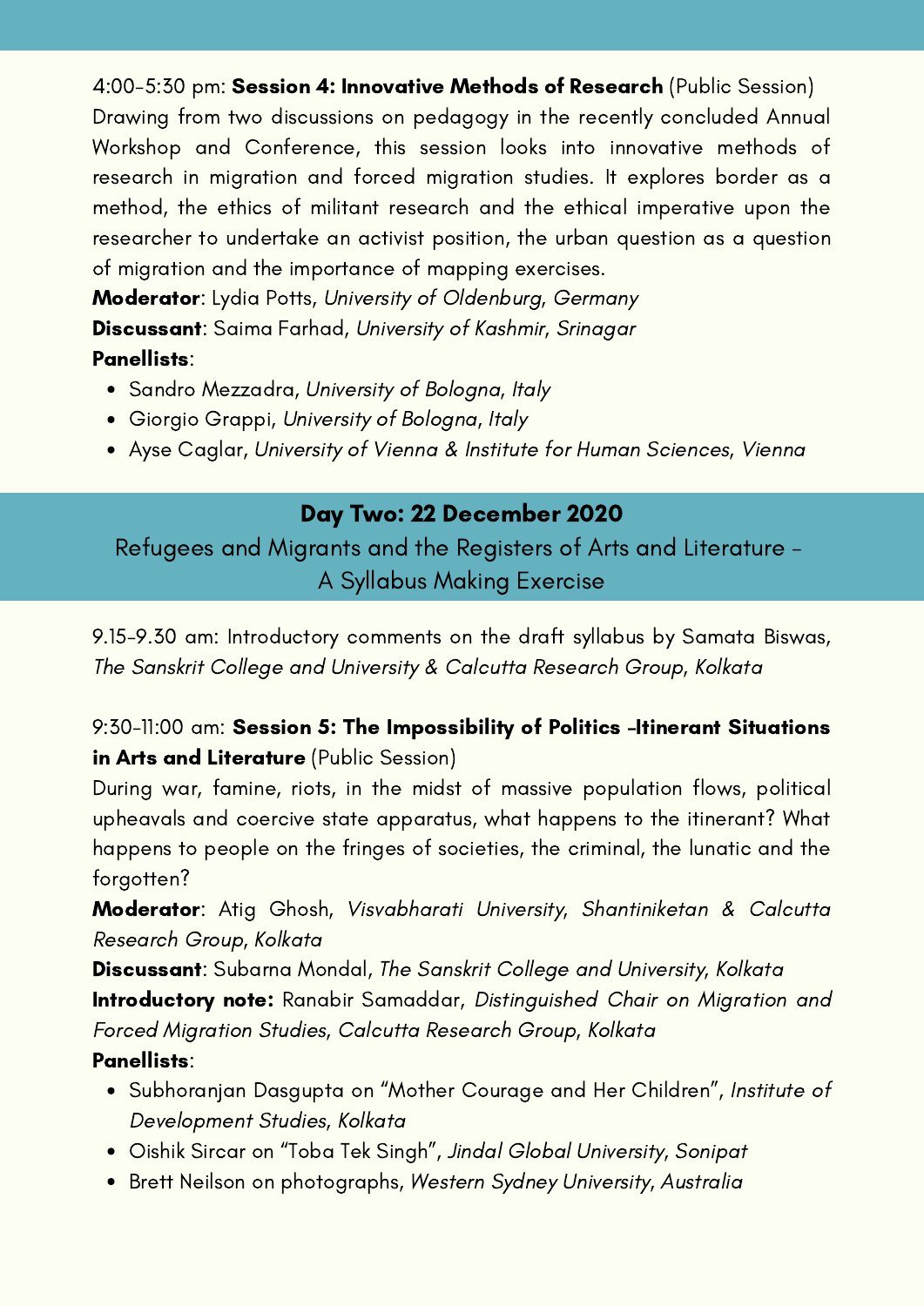4:00-5:30 pm: **Session 4: Innovative Methods of Research** (Public Session)
Drawing from two discussions on pedagogy in the recently concluded Annual Workshop and Conference, this session looks into innovative methods of research in migration and forced migration studies. It explores border as a method, the ethics of militant research and the ethical imperative upon the researcher to undertake an activist position, the urban question as a question of migration and the importance of mapping exercises.

**Moderator**: Lydia Potts, *University of Oldenburg, Germany*

**Discussant**: Saima Farhad, *University of Kashmir, Srinagar*

**Panellists**:

- Sandro Mezzadra, *University of Bologna, Italy*
- Giorgio Grappi, *University of Bologna, Italy*
- Ayse Caglar, *University of Vienna & Institute for Human Sciences, Vienna*

## Day Two: 22 December 2020

### Refugees and Migrants and the Registers of Arts and Literature - A Syllabus Making Exercise

9.15-9.30 am: Introductory comments on the draft syllabus by Samata Biswas, *The Sanskrit College and University & Calcutta Research Group, Kolkata*

9:30-11:00 am: **Session 5: The Impossibility of Politics -Itinerant Situations in Arts and Literature** (Public Session)
During war, famine, riots, in the midst of massive population flows, political upheavals and coercive state apparatus, what happens to the itinerant? What happens to people on the fringes of societies, the criminal, the lunatic and the forgotten?

**Moderator**: Atig Ghosh, *Visvabharati University, Shantiniketan & Calcutta Research Group, Kolkata*

**Discussant**: Subarna Mondal, *The Sanskrit College and University, Kolkata*

**Introductory note:** Ranabir Samaddar, *Distinguished Chair on Migration and Forced Migration Studies, Calcutta Research Group, Kolkata*

**Panellists**:

- Subhoranjan Dasgupta on "Mother Courage and Her Children", *Institute of Development Studies, Kolkata*
- Oishik Sircar on "Toba Tek Singh", *Jindal Global University, Sonipat*
- Brett Neilson on photographs, *Western Sydney University, Australia*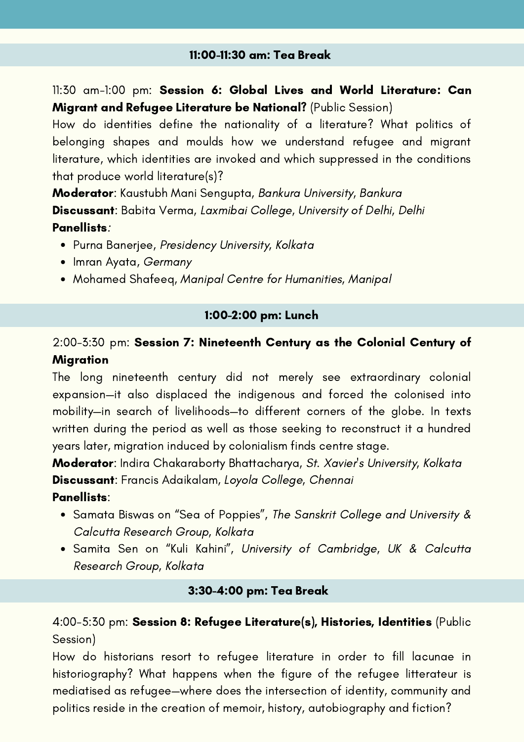**11:00-11:30 am: Tea Break**

11:30 am-1:00 pm: **Session 6: Global Lives and World Literature: Can Migrant and Refugee Literature be National?** (Public Session)

How do identities define the nationality of a literature? What politics of belonging shapes and moulds how we understand refugee and migrant literature, which identities are invoked and which suppressed in the conditions that produce world literature(s)?

**Moderator**: Kaustubh Mani Sengupta, *Bankura University, Bankura*

**Discussant**: Babita Verma, *Laxmibai College, University of Delhi, Delhi*

**Panellists**:

- Purna Banerjee, *Presidency University, Kolkata*
- Imran Ayata, *Germany*
- Mohamed Shafeeq, *Manipal Centre for Humanities, Manipal*

**1:00-2:00 pm: Lunch**

2:00-3:30 pm: **Session 7: Nineteenth Century as the Colonial Century of Migration**

The long nineteenth century did not merely see extraordinary colonial expansion—it also displaced the indigenous and forced the colonised into mobility—in search of livelihoods—to different corners of the globe. In texts written during the period as well as those seeking to reconstruct it a hundred years later, migration induced by colonialism finds centre stage.

**Moderator**: Indira Chakaraborty Bhattacharya, *St. Xavier's University, Kolkata*

**Discussant**: Francis Adaikalam, *Loyola College, Chennai*

**Panellists**:

- Samata Biswas on "Sea of Poppies", *The Sanskrit College and University & Calcutta Research Group, Kolkata*
- Samita Sen on "Kuli Kahini", *University of Cambridge, UK & Calcutta Research Group, Kolkata*

**3:30-4:00 pm: Tea Break**

4:00-5:30 pm: **Session 8: Refugee Literature(s), Histories, Identities** (Public Session)

How do historians resort to refugee literature in order to fill lacunae in historiography? What happens when the figure of the refugee litterateur is mediatised as refugee—where does the intersection of identity, community and politics reside in the creation of memoir, history, autobiography and fiction?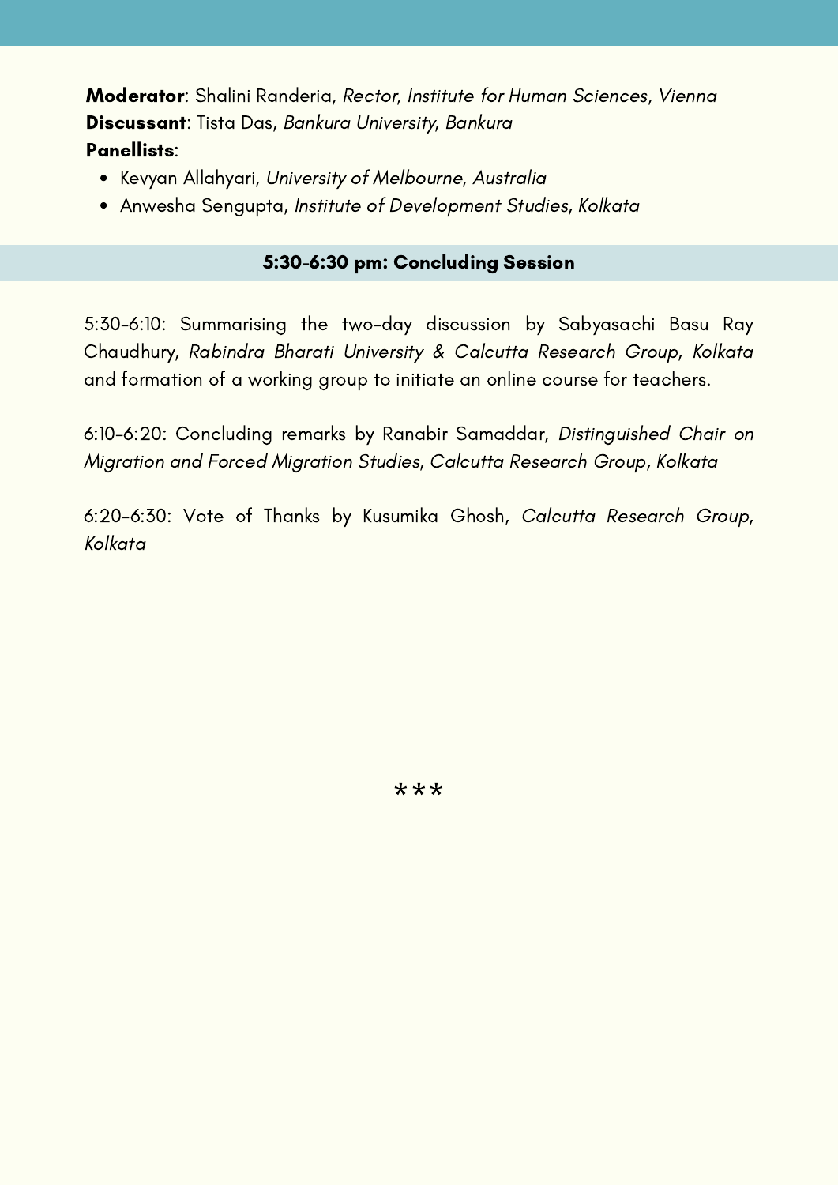**Moderator**: Shalini Randeria, *Rector, Institute for Human Sciences, Vienna*
**Discussant**: Tista Das, *Bankura University, Bankura*
**Panellists**:

- Kevyan Allahyari, *University of Melbourne, Australia*
- Anwesha Sengupta, *Institute of Development Studies, Kolkata*

## 5:30-6:30 pm: Concluding Session

5:30-6:10: Summarising the two-day discussion by Sabyasachi Basu Ray Chaudhury, *Rabindra Bharati University & Calcutta Research Group, Kolkata* and formation of a working group to initiate an online course for teachers.

6:10-6:20: Concluding remarks by Ranabir Samaddar, *Distinguished Chair on Migration and Forced Migration Studies, Calcutta Research Group, Kolkata*

6:20-6:30: Vote of Thanks by Kusumika Ghosh, *Calcutta Research Group, Kolkata*

***